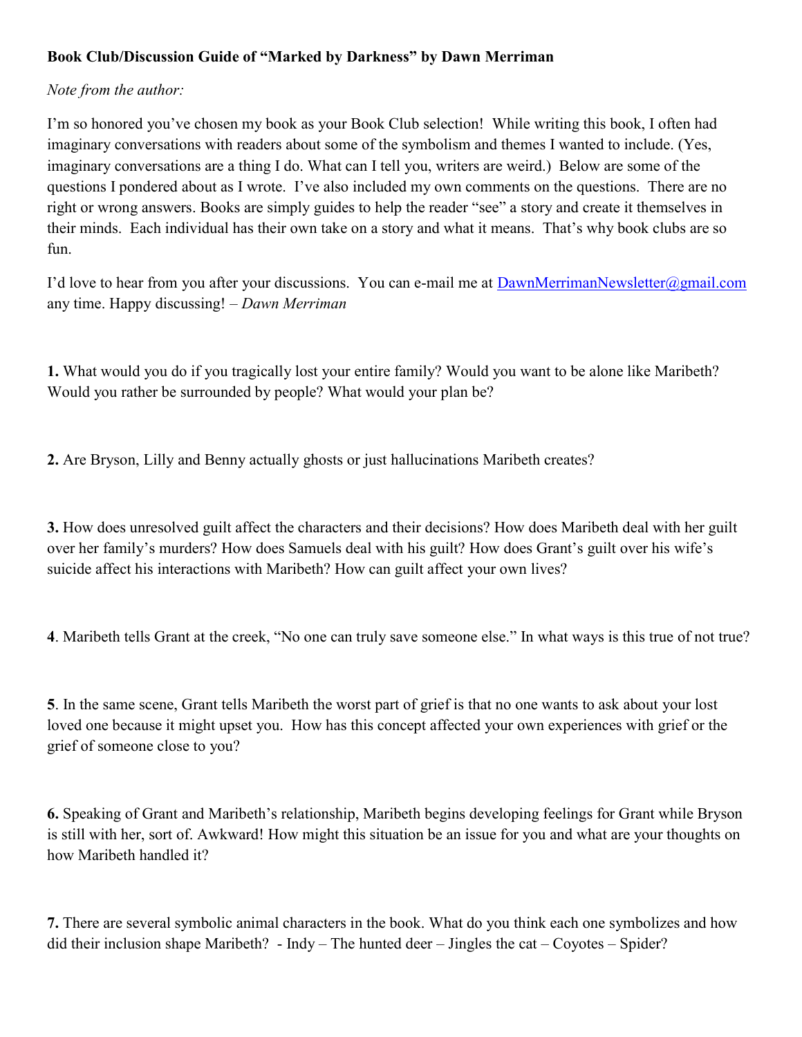**Book Club/Discussion Guide of "Marked by Darkness" by Dawn Merriman**

*Note from the author:*

I'm so honored you've chosen my book as your Book Club selection! While writing this book, I often had imaginary conversations with readers about some of the symbolism and themes I wanted to include. (Yes, imaginary conversations are a thing I do. What can I tell you, writers are weird.) Below are some of the questions I pondered about as I wrote. I've also included my own comments on the questions. There are no right or wrong answers. Books are simply guides to help the reader "see" a story and create it themselves in their minds. Each individual has their own take on a story and what it means. That's why book clubs are so fun.

I'd love to hear from you after your discussions. You can e-mail me at DawnMerrimanNewsletter@gmail.com any time. Happy discussing! – *Dawn Merriman*

**1.** What would you do if you tragically lost your entire family? Would you want to be alone like Maribeth? Would you rather be surrounded by people? What would your plan be?

**2.** Are Bryson, Lilly and Benny actually ghosts or just hallucinations Maribeth creates?

**3.** How does unresolved guilt affect the characters and their decisions? How does Maribeth deal with her guilt over her family's murders? How does Samuels deal with his guilt? How does Grant's guilt over his wife's suicide affect his interactions with Maribeth? How can guilt affect your own lives?

**4**. Maribeth tells Grant at the creek, "No one can truly save someone else." In what ways is this true of not true?

**5**. In the same scene, Grant tells Maribeth the worst part of grief is that no one wants to ask about your lost loved one because it might upset you. How has this concept affected your own experiences with grief or the grief of someone close to you?

**6.** Speaking of Grant and Maribeth's relationship, Maribeth begins developing feelings for Grant while Bryson is still with her, sort of. Awkward! How might this situation be an issue for you and what are your thoughts on how Maribeth handled it?

**7.** There are several symbolic animal characters in the book. What do you think each one symbolizes and how did their inclusion shape Maribeth? - Indy – The hunted deer – Jingles the cat – Coyotes – Spider?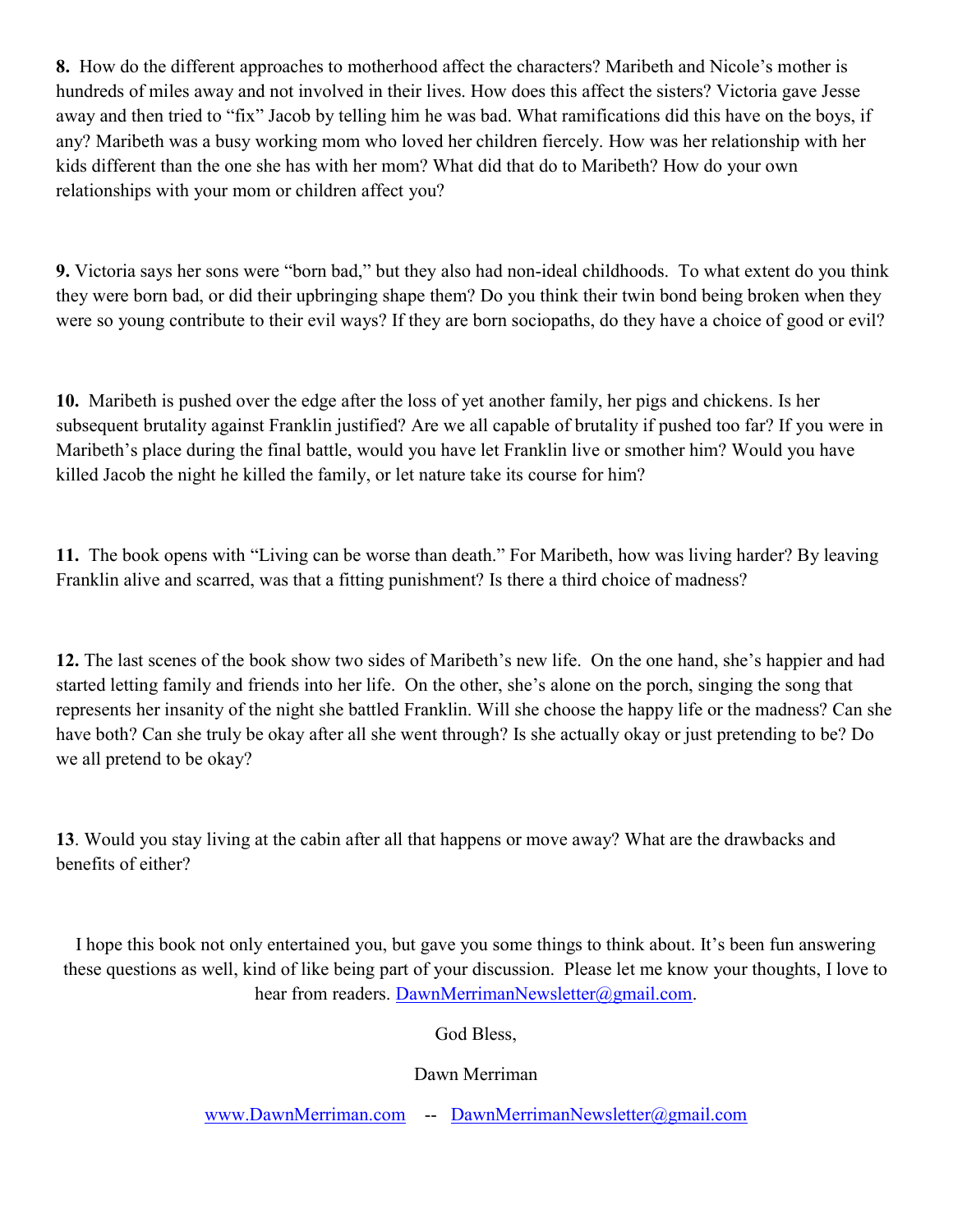**8.** How do the different approaches to motherhood affect the characters? Maribeth and Nicole's mother is hundreds of miles away and not involved in their lives. How does this affect the sisters? Victoria gave Jesse away and then tried to "fix" Jacob by telling him he was bad. What ramifications did this have on the boys, if any? Maribeth was a busy working mom who loved her children fiercely. How was her relationship with her kids different than the one she has with her mom? What did that do to Maribeth? How do your own relationships with your mom or children affect you?

**9.** Victoria says her sons were "born bad," but they also had non-ideal childhoods. To what extent do you think they were born bad, or did their upbringing shape them? Do you think their twin bond being broken when they were so young contribute to their evil ways? If they are born sociopaths, do they have a choice of good or evil?

**10.** Maribeth is pushed over the edge after the loss of yet another family, her pigs and chickens. Is her subsequent brutality against Franklin justified? Are we all capable of brutality if pushed too far? If you were in Maribeth's place during the final battle, would you have let Franklin live or smother him? Would you have killed Jacob the night he killed the family, or let nature take its course for him?

**11.** The book opens with "Living can be worse than death." For Maribeth, how was living harder? By leaving Franklin alive and scarred, was that a fitting punishment? Is there a third choice of madness?

**12.** The last scenes of the book show two sides of Maribeth's new life. On the one hand, she's happier and had started letting family and friends into her life. On the other, she's alone on the porch, singing the song that represents her insanity of the night she battled Franklin. Will she choose the happy life or the madness? Can she have both? Can she truly be okay after all she went through? Is she actually okay or just pretending to be? Do we all pretend to be okay?

**13**. Would you stay living at the cabin after all that happens or move away? What are the drawbacks and benefits of either?

I hope this book not only entertained you, but gave you some things to think about. It's been fun answering these questions as well, kind of like being part of your discussion. Please let me know your thoughts, I love to hear from readers. DawnMerrimanNewsletter@gmail.com.

God Bless,

Dawn Merriman

www.DawnMerriman.com -- DawnMerrimanNewsletter@gmail.com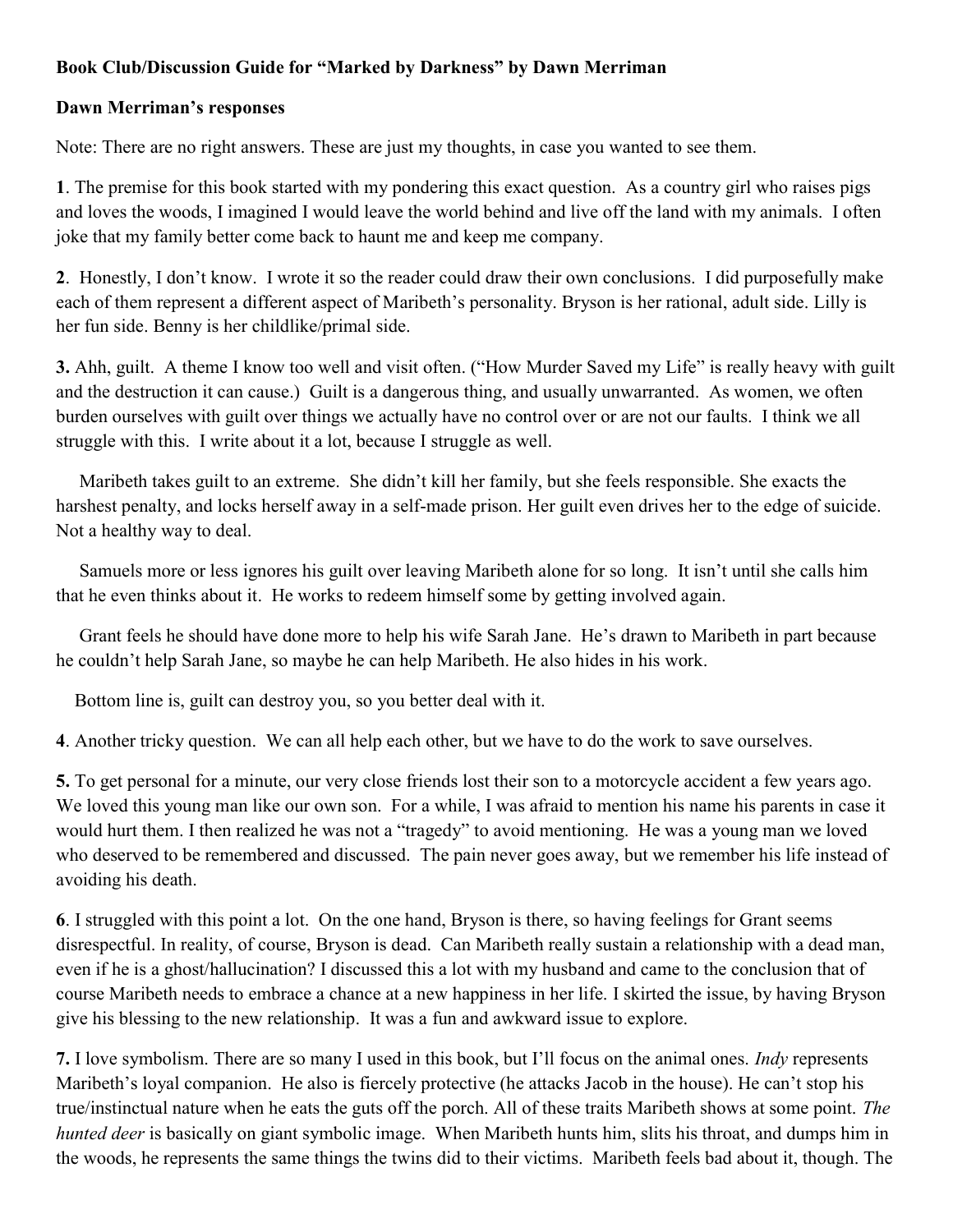**Book Club/Discussion Guide for "Marked by Darkness" by Dawn Merriman**

**Dawn Merriman's responses**

Note: There are no right answers. These are just my thoughts, in case you wanted to see them.

**1**. The premise for this book started with my pondering this exact question. As a country girl who raises pigs and loves the woods, I imagined I would leave the world behind and live off the land with my animals. I often joke that my family better come back to haunt me and keep me company.

**2**. Honestly, I don't know. I wrote it so the reader could draw their own conclusions. I did purposefully make each of them represent a different aspect of Maribeth's personality. Bryson is her rational, adult side. Lilly is her fun side. Benny is her childlike/primal side.

**3.** Ahh, guilt. A theme I know too well and visit often. ("How Murder Saved my Life" is really heavy with guilt and the destruction it can cause.) Guilt is a dangerous thing, and usually unwarranted. As women, we often burden ourselves with guilt over things we actually have no control over or are not our faults. I think we all struggle with this. I write about it a lot, because I struggle as well.

Maribeth takes guilt to an extreme. She didn't kill her family, but she feels responsible. She exacts the harshest penalty, and locks herself away in a self-made prison. Her guilt even drives her to the edge of suicide. Not a healthy way to deal.

Samuels more or less ignores his guilt over leaving Maribeth alone for so long. It isn't until she calls him that he even thinks about it. He works to redeem himself some by getting involved again.

Grant feels he should have done more to help his wife Sarah Jane. He's drawn to Maribeth in part because he couldn't help Sarah Jane, so maybe he can help Maribeth. He also hides in his work.

Bottom line is, guilt can destroy you, so you better deal with it.

**4**. Another tricky question. We can all help each other, but we have to do the work to save ourselves.

**5.** To get personal for a minute, our very close friends lost their son to a motorcycle accident a few years ago. We loved this young man like our own son. For a while, I was afraid to mention his name his parents in case it would hurt them. I then realized he was not a "tragedy" to avoid mentioning. He was a young man we loved who deserved to be remembered and discussed. The pain never goes away, but we remember his life instead of avoiding his death.

**6**. I struggled with this point a lot. On the one hand, Bryson is there, so having feelings for Grant seems disrespectful. In reality, of course, Bryson is dead. Can Maribeth really sustain a relationship with a dead man, even if he is a ghost/hallucination? I discussed this a lot with my husband and came to the conclusion that of course Maribeth needs to embrace a chance at a new happiness in her life. I skirted the issue, by having Bryson give his blessing to the new relationship. It was a fun and awkward issue to explore.

**7.** I love symbolism. There are so many I used in this book, but I'll focus on the animal ones. *Indy* represents Maribeth's loyal companion. He also is fiercely protective (he attacks Jacob in the house). He can't stop his true/instinctual nature when he eats the guts off the porch. All of these traits Maribeth shows at some point. *The hunted deer* is basically on giant symbolic image. When Maribeth hunts him, slits his throat, and dumps him in the woods, he represents the same things the twins did to their victims. Maribeth feels bad about it, though. The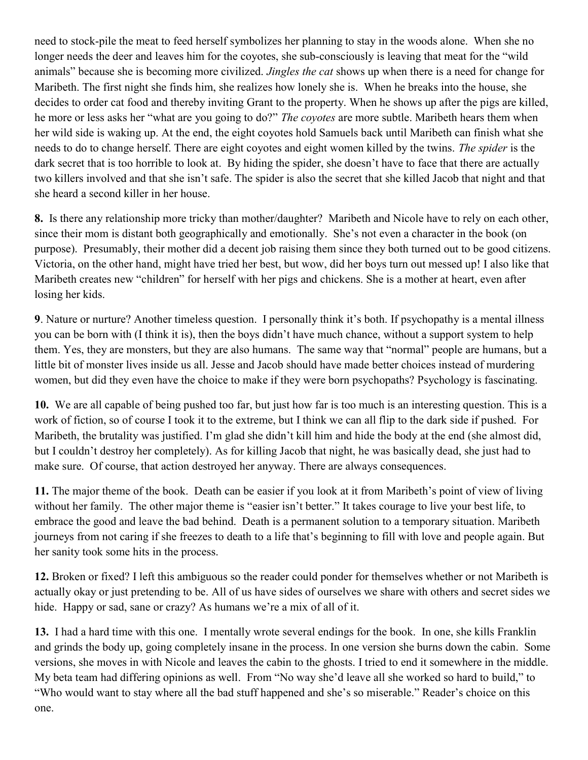need to stock-pile the meat to feed herself symbolizes her planning to stay in the woods alone. When she no longer needs the deer and leaves him for the coyotes, she sub-consciously is leaving that meat for the "wild animals" because she is becoming more civilized. *Jingles the cat* shows up when there is a need for change for Maribeth. The first night she finds him, she realizes how lonely she is. When he breaks into the house, she decides to order cat food and thereby inviting Grant to the property. When he shows up after the pigs are killed, he more or less asks her "what are you going to do?" *The coyotes* are more subtle. Maribeth hears them when her wild side is waking up. At the end, the eight coyotes hold Samuels back until Maribeth can finish what she needs to do to change herself. There are eight coyotes and eight women killed by the twins. *The spider* is the dark secret that is too horrible to look at. By hiding the spider, she doesn't have to face that there are actually two killers involved and that she isn't safe. The spider is also the secret that she killed Jacob that night and that she heard a second killer in her house.

**8.** Is there any relationship more tricky than mother/daughter? Maribeth and Nicole have to rely on each other, since their mom is distant both geographically and emotionally. She's not even a character in the book (on purpose). Presumably, their mother did a decent job raising them since they both turned out to be good citizens. Victoria, on the other hand, might have tried her best, but wow, did her boys turn out messed up! I also like that Maribeth creates new "children" for herself with her pigs and chickens. She is a mother at heart, even after losing her kids.

**9**. Nature or nurture? Another timeless question. I personally think it's both. If psychopathy is a mental illness you can be born with (I think it is), then the boys didn't have much chance, without a support system to help them. Yes, they are monsters, but they are also humans. The same way that "normal" people are humans, but a little bit of monster lives inside us all. Jesse and Jacob should have made better choices instead of murdering women, but did they even have the choice to make if they were born psychopaths? Psychology is fascinating.

**10.** We are all capable of being pushed too far, but just how far is too much is an interesting question. This is a work of fiction, so of course I took it to the extreme, but I think we can all flip to the dark side if pushed. For Maribeth, the brutality was justified. I'm glad she didn't kill him and hide the body at the end (she almost did, but I couldn't destroy her completely). As for killing Jacob that night, he was basically dead, she just had to make sure. Of course, that action destroyed her anyway. There are always consequences.

**11.** The major theme of the book. Death can be easier if you look at it from Maribeth's point of view of living without her family. The other major theme is "easier isn't better." It takes courage to live your best life, to embrace the good and leave the bad behind. Death is a permanent solution to a temporary situation. Maribeth journeys from not caring if she freezes to death to a life that's beginning to fill with love and people again. But her sanity took some hits in the process.

**12.** Broken or fixed? I left this ambiguous so the reader could ponder for themselves whether or not Maribeth is actually okay or just pretending to be. All of us have sides of ourselves we share with others and secret sides we hide. Happy or sad, sane or crazy? As humans we're a mix of all of it.

**13.** I had a hard time with this one. I mentally wrote several endings for the book. In one, she kills Franklin and grinds the body up, going completely insane in the process. In one version she burns down the cabin. Some versions, she moves in with Nicole and leaves the cabin to the ghosts. I tried to end it somewhere in the middle. My beta team had differing opinions as well. From "No way she'd leave all she worked so hard to build," to "Who would want to stay where all the bad stuff happened and she's so miserable." Reader's choice on this one.